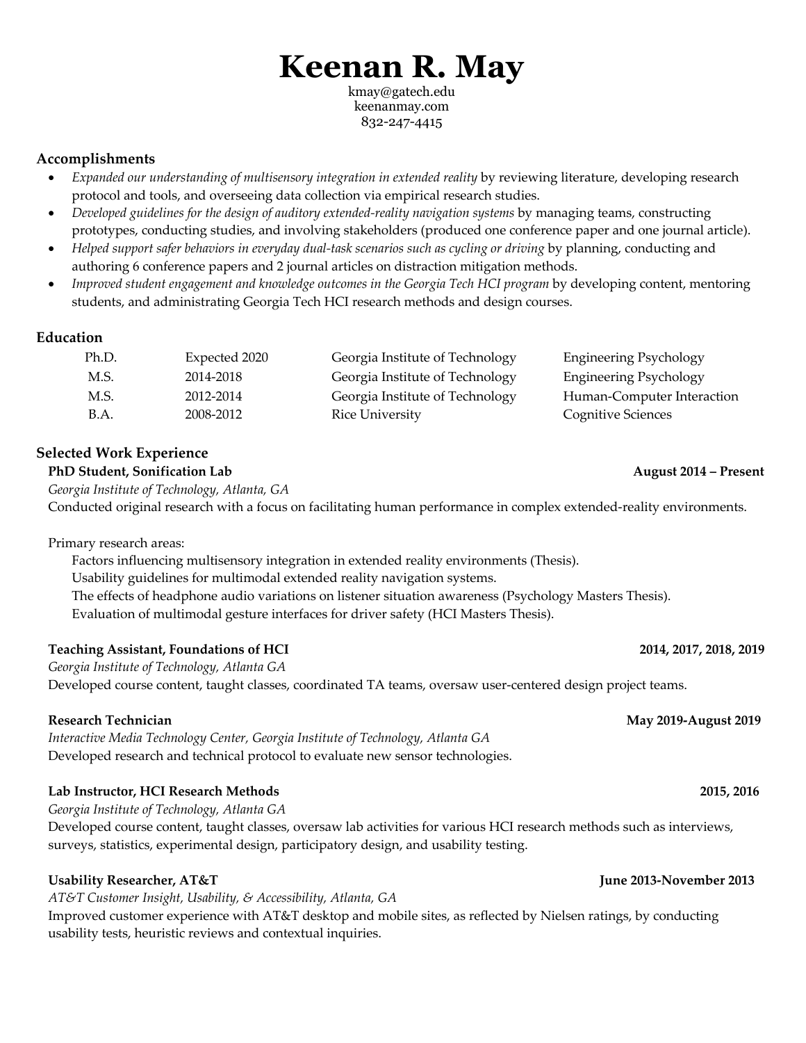# Keenan R. May

kmay@gatech.edu
keenanmay.com
832-247-4415

## Accomplishments

- *Expanded our understanding of multisensory integration in extended reality* by reviewing literature, developing research protocol and tools, and overseeing data collection via empirical research studies.
- *Developed guidelines for the design of auditory extended-reality navigation systems* by managing teams, constructing prototypes, conducting studies, and involving stakeholders (produced one conference paper and one journal article).
- *Helped support safer behaviors in everyday dual-task scenarios such as cycling or driving* by planning, conducting and authoring 6 conference papers and 2 journal articles on distraction mitigation methods.
- *Improved student engagement and knowledge outcomes in the Georgia Tech HCI program* by developing content, mentoring students, and administrating Georgia Tech HCI research methods and design courses.

## Education

| | | | |
|---|---|---|---|
| Ph.D. | Expected 2020 | Georgia Institute of Technology | Engineering Psychology |
| M.S. | 2014-2018 | Georgia Institute of Technology | Engineering Psychology |
| M.S. | 2012-2014 | Georgia Institute of Technology | Human-Computer Interaction |
| B.A. | 2008-2012 | Rice University | Cognitive Sciences |

## Selected Work Experience

**PhD Student, Sonification Lab** — **August 2014 – Present**
*Georgia Institute of Technology, Atlanta, GA*
Conducted original research with a focus on facilitating human performance in complex extended-reality environments.

Primary research areas:
- Factors influencing multisensory integration in extended reality environments (Thesis).
- Usability guidelines for multimodal extended reality navigation systems.
- The effects of headphone audio variations on listener situation awareness (Psychology Masters Thesis).
- Evaluation of multimodal gesture interfaces for driver safety (HCI Masters Thesis).

**Teaching Assistant, Foundations of HCI** — **2014, 2017, 2018, 2019**
*Georgia Institute of Technology, Atlanta GA*
Developed course content, taught classes, coordinated TA teams, oversaw user-centered design project teams.

**Research Technician** — **May 2019-August 2019**
*Interactive Media Technology Center, Georgia Institute of Technology, Atlanta GA*
Developed research and technical protocol to evaluate new sensor technologies.

**Lab Instructor, HCI Research Methods** — **2015, 2016**
*Georgia Institute of Technology, Atlanta GA*
Developed course content, taught classes, oversaw lab activities for various HCI research methods such as interviews, surveys, statistics, experimental design, participatory design, and usability testing.

**Usability Researcher, AT&T** — **June 2013-November 2013**
*AT&T Customer Insight, Usability, & Accessibility, Atlanta, GA*
Improved customer experience with AT&T desktop and mobile sites, as reflected by Nielsen ratings, by conducting usability tests, heuristic reviews and contextual inquiries.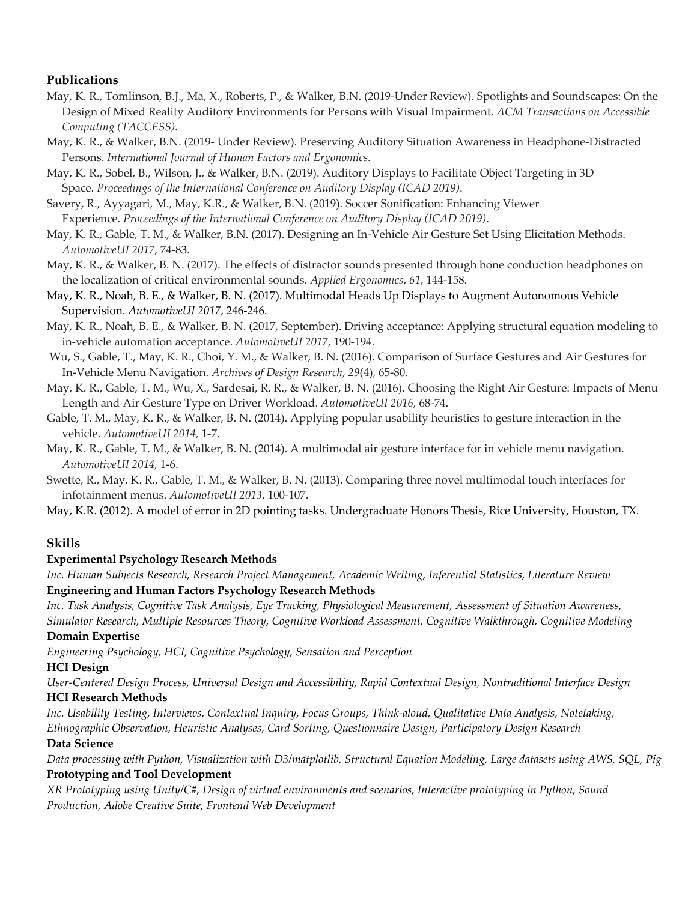## Publications

May, K. R., Tomlinson, B.J., Ma, X., Roberts, P., & Walker, B.N. (2019-Under Review). Spotlights and Soundscapes: On the Design of Mixed Reality Auditory Environments for Persons with Visual Impairment. *ACM Transactions on Accessible Computing (TACCESS)*.

May, K. R., & Walker, B.N. (2019- Under Review). Preserving Auditory Situation Awareness in Headphone-Distracted Persons. *International Journal of Human Factors and Ergonomics.*

May, K. R., Sobel, B., Wilson, J., & Walker, B.N. (2019). Auditory Displays to Facilitate Object Targeting in 3D Space. *Proceedings of the International Conference on Auditory Display (ICAD 2019)*.

Savery, R., Ayyagari, M., May, K.R., & Walker, B.N. (2019). Soccer Sonification: Enhancing Viewer Experience. *Proceedings of the International Conference on Auditory Display (ICAD 2019)*.

May, K. R., Gable, T. M., & Walker, B.N. (2017). Designing an In-Vehicle Air Gesture Set Using Elicitation Methods. *AutomotiveUI 2017,* 74-83.

May, K. R., & Walker, B. N. (2017). The effects of distractor sounds presented through bone conduction headphones on the localization of critical environmental sounds. *Applied Ergonomics*, *61*, 144-158.

May, K. R., Noah, B. E., & Walker, B. N. (2017). Multimodal Heads Up Displays to Augment Autonomous Vehicle Supervision. *AutomotiveUI 2017*, 246-246.

May, K. R., Noah, B. E., & Walker, B. N. (2017, September). Driving acceptance: Applying structural equation modeling to in-vehicle automation acceptance. *AutomotiveUI 2017*, 190-194.

Wu, S., Gable, T., May, K. R., Choi, Y. M., & Walker, B. N. (2016). Comparison of Surface Gestures and Air Gestures for In-Vehicle Menu Navigation. *Archives of Design Research*, *29*(4), 65-80.

May, K. R., Gable, T. M., Wu, X., Sardesai, R. R., & Walker, B. N. (2016). Choosing the Right Air Gesture: Impacts of Menu Length and Air Gesture Type on Driver Workload. *AutomotiveUI 2016,* 68-74.

Gable, T. M., May, K. R., & Walker, B. N. (2014). Applying popular usability heuristics to gesture interaction in the vehicle. *AutomotiveUI 2014,* 1-7.

May, K. R., Gable, T. M., & Walker, B. N. (2014). A multimodal air gesture interface for in vehicle menu navigation. *AutomotiveUI 2014,* 1-6.

Swette, R., May, K. R., Gable, T. M., & Walker, B. N. (2013). Comparing three novel multimodal touch interfaces for infotainment menus. *AutomotiveUI 2013*, 100-107.

May, K.R. (2012). A model of error in 2D pointing tasks. Undergraduate Honors Thesis, Rice University, Houston, TX.

## Skills

**Experimental Psychology Research Methods**

*Inc. Human Subjects Research, Research Project Management, Academic Writing, Inferential Statistics, Literature Review*

**Engineering and Human Factors Psychology Research Methods**

*Inc. Task Analysis, Cognitive Task Analysis, Eye Tracking, Physiological Measurement, Assessment of Situation Awareness, Simulator Research, Multiple Resources Theory, Cognitive Workload Assessment, Cognitive Walkthrough, Cognitive Modeling*

**Domain Expertise**

*Engineering Psychology, HCI, Cognitive Psychology, Sensation and Perception*

**HCI Design**

*User-Centered Design Process, Universal Design and Accessibility, Rapid Contextual Design, Nontraditional Interface Design*

**HCI Research Methods**

*Inc. Usability Testing, Interviews, Contextual Inquiry, Focus Groups, Think-aloud, Qualitative Data Analysis, Notetaking, Ethnographic Observation, Heuristic Analyses, Card Sorting, Questionnaire Design, Participatory Design Research*

**Data Science**

*Data processing with Python, Visualization with D3/matplotlib, Structural Equation Modeling, Large datasets using AWS, SQL, Pig*

**Prototyping and Tool Development**

*XR Prototyping using Unity/C#, Design of virtual environments and scenarios, Interactive prototyping in Python, Sound Production, Adobe Creative Suite, Frontend Web Development*